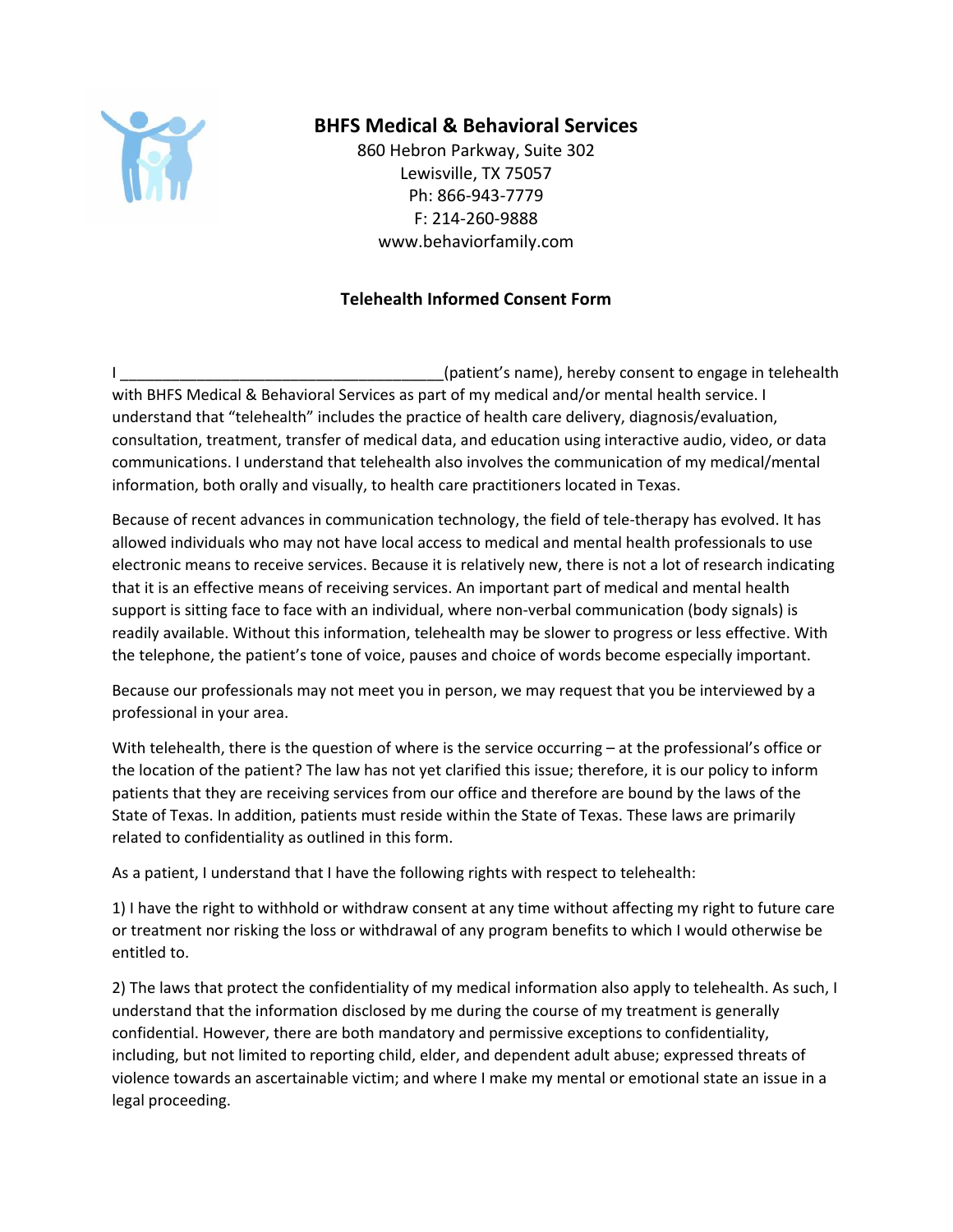## BHFS Medical & Behavioral Services

860 Hebron Parkway, Suite 302
Lewisville, TX 75057
Ph: 866-943-7779
F: 214-260-9888
www.behaviorfamily.com

### Telehealth Informed Consent Form

I ______________________________________(patient's name), hereby consent to engage in telehealth with BHFS Medical & Behavioral Services as part of my medical and/or mental health service. I understand that "telehealth" includes the practice of health care delivery, diagnosis/evaluation, consultation, treatment, transfer of medical data, and education using interactive audio, video, or data communications. I understand that telehealth also involves the communication of my medical/mental information, both orally and visually, to health care practitioners located in Texas.

Because of recent advances in communication technology, the field of tele-therapy has evolved. It has allowed individuals who may not have local access to medical and mental health professionals to use electronic means to receive services. Because it is relatively new, there is not a lot of research indicating that it is an effective means of receiving services. An important part of medical and mental health support is sitting face to face with an individual, where non-verbal communication (body signals) is readily available. Without this information, telehealth may be slower to progress or less effective. With the telephone, the patient's tone of voice, pauses and choice of words become especially important.

Because our professionals may not meet you in person, we may request that you be interviewed by a professional in your area.

With telehealth, there is the question of where is the service occurring – at the professional's office or the location of the patient? The law has not yet clarified this issue; therefore, it is our policy to inform patients that they are receiving services from our office and therefore are bound by the laws of the State of Texas. In addition, patients must reside within the State of Texas. These laws are primarily related to confidentiality as outlined in this form.

As a patient, I understand that I have the following rights with respect to telehealth:

1) I have the right to withhold or withdraw consent at any time without affecting my right to future care or treatment nor risking the loss or withdrawal of any program benefits to which I would otherwise be entitled to.

2) The laws that protect the confidentiality of my medical information also apply to telehealth. As such, I understand that the information disclosed by me during the course of my treatment is generally confidential. However, there are both mandatory and permissive exceptions to confidentiality, including, but not limited to reporting child, elder, and dependent adult abuse; expressed threats of violence towards an ascertainable victim; and where I make my mental or emotional state an issue in a legal proceeding.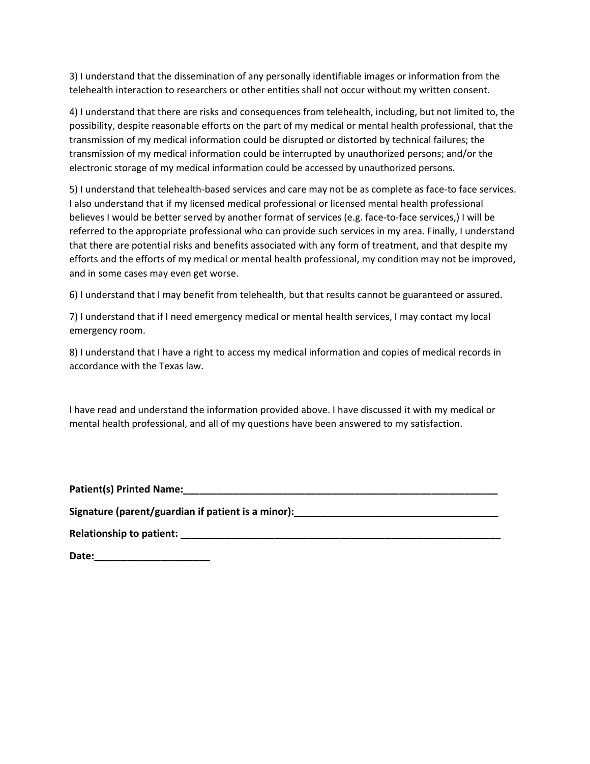3) I understand that the dissemination of any personally identifiable images or information from the telehealth interaction to researchers or other entities shall not occur without my written consent.

4) I understand that there are risks and consequences from telehealth, including, but not limited to, the possibility, despite reasonable efforts on the part of my medical or mental health professional, that the transmission of my medical information could be disrupted or distorted by technical failures; the transmission of my medical information could be interrupted by unauthorized persons; and/or the electronic storage of my medical information could be accessed by unauthorized persons.

5) I understand that telehealth-based services and care may not be as complete as face-to face services. I also understand that if my licensed medical professional or licensed mental health professional believes I would be better served by another format of services (e.g. face-to-face services,) I will be referred to the appropriate professional who can provide such services in my area. Finally, I understand that there are potential risks and benefits associated with any form of treatment, and that despite my efforts and the efforts of my medical or mental health professional, my condition may not be improved, and in some cases may even get worse.

6) I understand that I may benefit from telehealth, but that results cannot be guaranteed or assured.

7) I understand that if I need emergency medical or mental health services, I may contact my local emergency room.

8) I understand that I have a right to access my medical information and copies of medical records in accordance with the Texas law.

I have read and understand the information provided above. I have discussed it with my medical or mental health professional, and all of my questions have been answered to my satisfaction.

**Patient(s) Printed Name:**______________________________________________________________

**Signature (parent/guardian if patient is a minor):**______________________________________

**Relationship to patient:** ______________________________________________________________

**Date:**_____________________